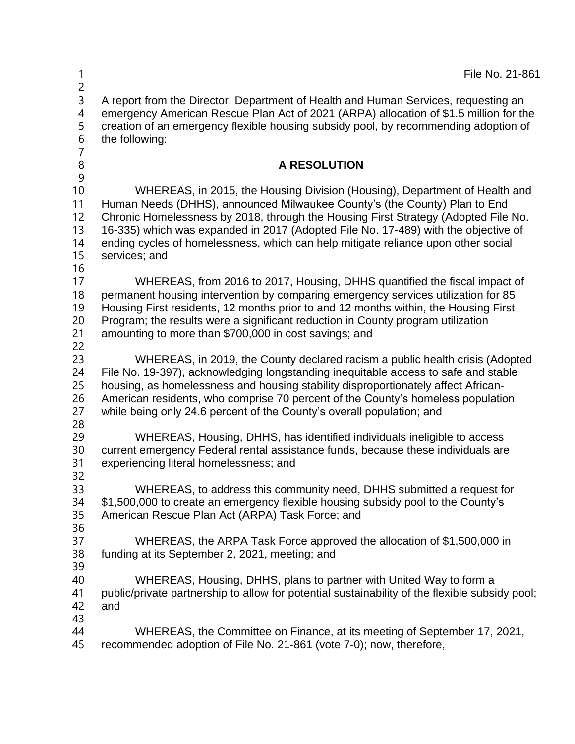File No. 21-861

A report from the Director, Department of Health and Human Services, requesting an emergency American Rescue Plan Act of 2021 (ARPA) allocation of $1.5 million for the creation of an emergency flexible housing subsidy pool, by recommending adoption of the following:

**A RESOLUTION**

WHEREAS, in 2015, the Housing Division (Housing), Department of Health and Human Needs (DHHS), announced Milwaukee County's (the County) Plan to End Chronic Homelessness by 2018, through the Housing First Strategy (Adopted File No. 16-335) which was expanded in 2017 (Adopted File No. 17-489) with the objective of ending cycles of homelessness, which can help mitigate reliance upon other social services; and

WHEREAS, from 2016 to 2017, Housing, DHHS quantified the fiscal impact of permanent housing intervention by comparing emergency services utilization for 85 Housing First residents, 12 months prior to and 12 months within, the Housing First Program; the results were a significant reduction in County program utilization amounting to more than $700,000 in cost savings; and

WHEREAS, in 2019, the County declared racism a public health crisis (Adopted File No. 19-397), acknowledging longstanding inequitable access to safe and stable housing, as homelessness and housing stability disproportionately affect African-American residents, who comprise 70 percent of the County's homeless population while being only 24.6 percent of the County's overall population; and

WHEREAS, Housing, DHHS, has identified individuals ineligible to access current emergency Federal rental assistance funds, because these individuals are experiencing literal homelessness; and

WHEREAS, to address this community need, DHHS submitted a request for $1,500,000 to create an emergency flexible housing subsidy pool to the County's American Rescue Plan Act (ARPA) Task Force; and

WHEREAS, the ARPA Task Force approved the allocation of $1,500,000 in funding at its September 2, 2021, meeting; and

WHEREAS, Housing, DHHS, plans to partner with United Way to form a public/private partnership to allow for potential sustainability of the flexible subsidy pool; and

WHEREAS, the Committee on Finance, at its meeting of September 17, 2021, recommended adoption of File No. 21-861 (vote 7-0); now, therefore,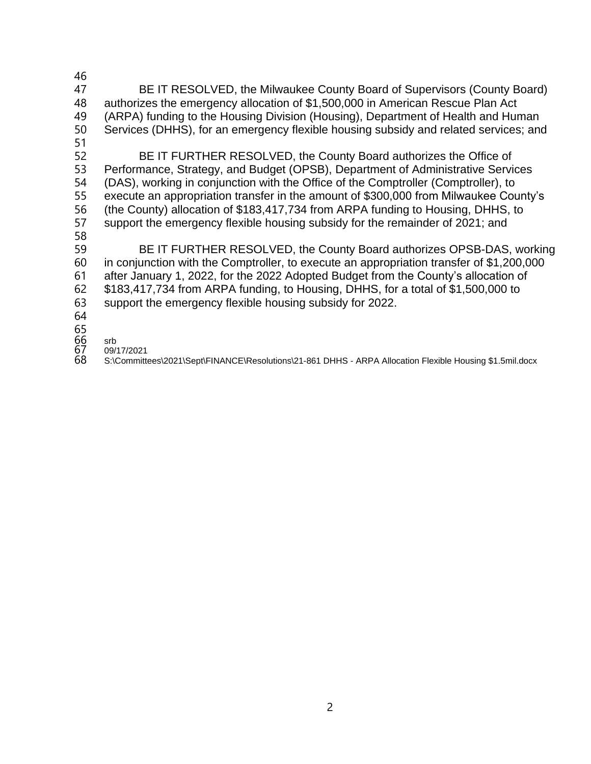BE IT RESOLVED, the Milwaukee County Board of Supervisors (County Board) authorizes the emergency allocation of $1,500,000 in American Rescue Plan Act (ARPA) funding to the Housing Division (Housing), Department of Health and Human Services (DHHS), for an emergency flexible housing subsidy and related services; and

BE IT FURTHER RESOLVED, the County Board authorizes the Office of Performance, Strategy, and Budget (OPSB), Department of Administrative Services (DAS), working in conjunction with the Office of the Comptroller (Comptroller), to execute an appropriation transfer in the amount of $300,000 from Milwaukee County's (the County) allocation of $183,417,734 from ARPA funding to Housing, DHHS, to support the emergency flexible housing subsidy for the remainder of 2021; and

BE IT FURTHER RESOLVED, the County Board authorizes OPSB-DAS, working in conjunction with the Comptroller, to execute an appropriation transfer of $1,200,000 after January 1, 2022, for the 2022 Adopted Budget from the County's allocation of $183,417,734 from ARPA funding, to Housing, DHHS, for a total of $1,500,000 to support the emergency flexible housing subsidy for 2022.

srb
09/17/2021
S:\Committees\2021\Sept\FINANCE\Resolutions\21-861 DHHS - ARPA Allocation Flexible Housing $1.5mil.docx